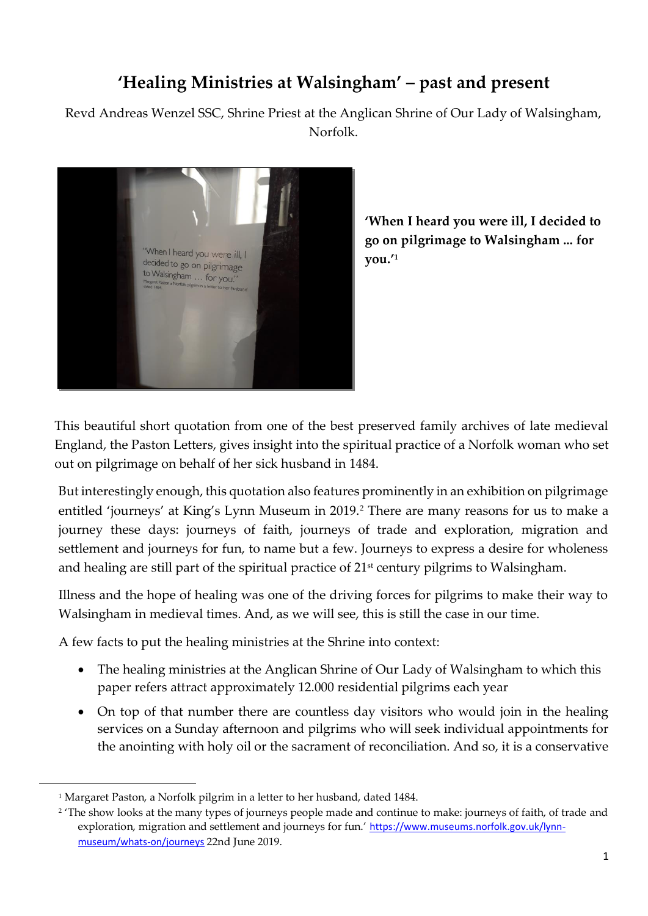# 'Healing Ministries at Walsingham' – past and present

Revd Andreas Wenzel SSC, Shrine Priest at the Anglican Shrine of Our Lady of Walsingham, Norfolk.

**'When I heard you were ill, I decided to go on pilgrimage to Walsingham ... for you.'[1]**

This beautiful short quotation from one of the best preserved family archives of late medieval England, the Paston Letters, gives insight into the spiritual practice of a Norfolk woman who set out on pilgrimage on behalf of her sick husband in 1484.

But interestingly enough, this quotation also features prominently in an exhibition on pilgrimage entitled 'journeys' at King's Lynn Museum in 2019.[2] There are many reasons for us to make a journey these days: journeys of faith, journeys of trade and exploration, migration and settlement and journeys for fun, to name but a few. Journeys to express a desire for wholeness and healing are still part of the spiritual practice of 21st century pilgrims to Walsingham.

Illness and the hope of healing was one of the driving forces for pilgrims to make their way to Walsingham in medieval times. And, as we will see, this is still the case in our time.

A few facts to put the healing ministries at the Shrine into context:

- The healing ministries at the Anglican Shrine of Our Lady of Walsingham to which this paper refers attract approximately 12.000 residential pilgrims each year
- On top of that number there are countless day visitors who would join in the healing services on a Sunday afternoon and pilgrims who will seek individual appointments for the anointing with holy oil or the sacrament of reconciliation. And so, it is a conservative

---

[1] Margaret Paston, a Norfolk pilgrim in a letter to her husband, dated 1484.

[2] 'The show looks at the many types of journeys people made and continue to make: journeys of faith, of trade and exploration, migration and settlement and journeys for fun.' https://www.museums.norfolk.gov.uk/lynn-museum/whats-on/journeys 22nd June 2019.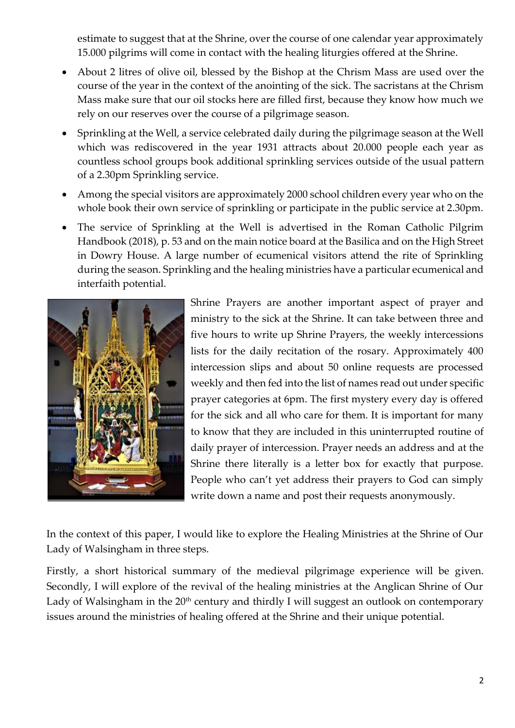estimate to suggest that at the Shrine, over the course of one calendar year approximately 15.000 pilgrims will come in contact with the healing liturgies offered at the Shrine.

- About 2 litres of olive oil, blessed by the Bishop at the Chrism Mass are used over the course of the year in the context of the anointing of the sick. The sacristans at the Chrism Mass make sure that our oil stocks here are filled first, because they know how much we rely on our reserves over the course of a pilgrimage season.
- Sprinkling at the Well, a service celebrated daily during the pilgrimage season at the Well which was rediscovered in the year 1931 attracts about 20.000 people each year as countless school groups book additional sprinkling services outside of the usual pattern of a 2.30pm Sprinkling service.
- Among the special visitors are approximately 2000 school children every year who on the whole book their own service of sprinkling or participate in the public service at 2.30pm.
- The service of Sprinkling at the Well is advertised in the Roman Catholic Pilgrim Handbook (2018), p. 53 and on the main notice board at the Basilica and on the High Street in Dowry House. A large number of ecumenical visitors attend the rite of Sprinkling during the season. Sprinkling and the healing ministries have a particular ecumenical and interfaith potential.

Shrine Prayers are another important aspect of prayer and ministry to the sick at the Shrine. It can take between three and five hours to write up Shrine Prayers, the weekly intercessions lists for the daily recitation of the rosary. Approximately 400 intercession slips and about 50 online requests are processed weekly and then fed into the list of names read out under specific prayer categories at 6pm. The first mystery every day is offered for the sick and all who care for them. It is important for many to know that they are included in this uninterrupted routine of daily prayer of intercession. Prayer needs an address and at the Shrine there literally is a letter box for exactly that purpose. People who can't yet address their prayers to God can simply write down a name and post their requests anonymously.

In the context of this paper, I would like to explore the Healing Ministries at the Shrine of Our Lady of Walsingham in three steps.

Firstly, a short historical summary of the medieval pilgrimage experience will be given. Secondly, I will explore of the revival of the healing ministries at the Anglican Shrine of Our Lady of Walsingham in the 20[th] century and thirdly I will suggest an outlook on contemporary issues around the ministries of healing offered at the Shrine and their unique potential.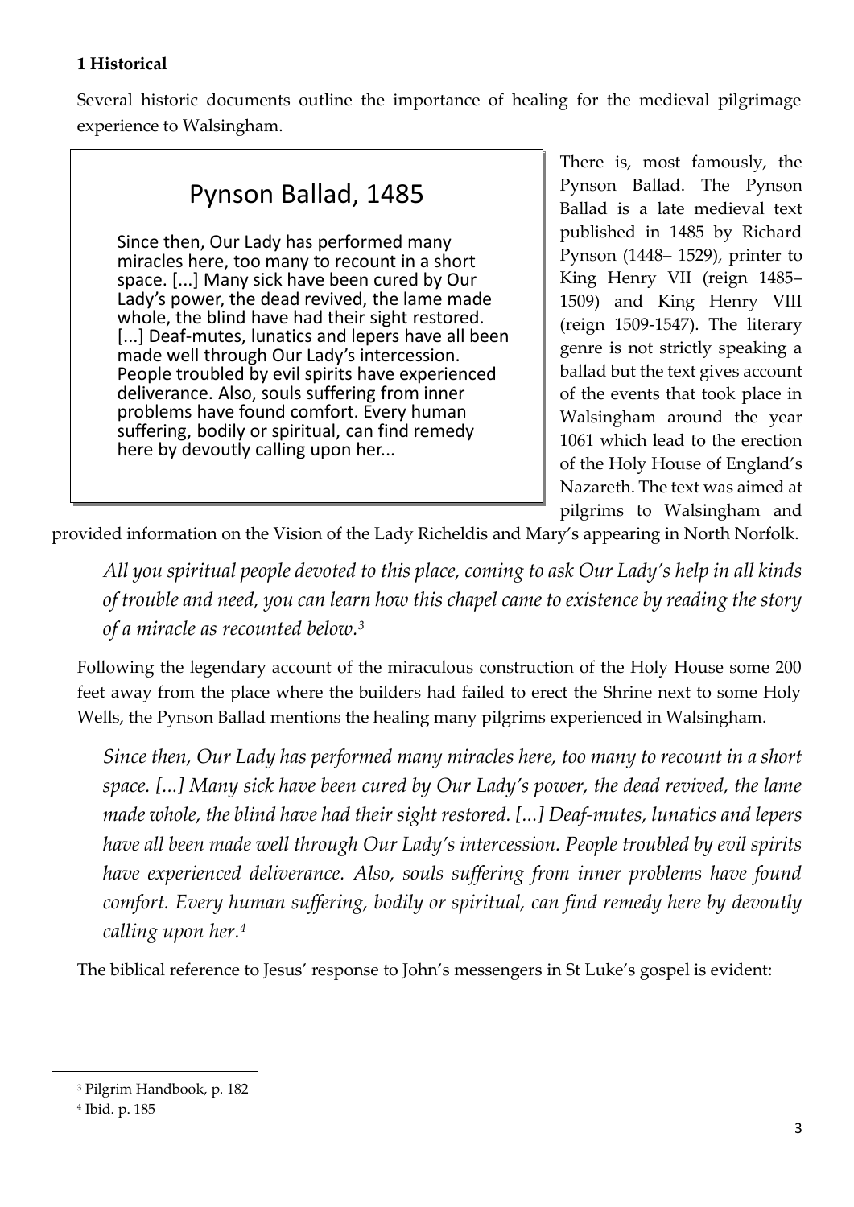**1 Historical**

Several historic documents outline the importance of healing for the medieval pilgrimage experience to Walsingham.

> **Pynson Ballad, 1485**
>
> Since then, Our Lady has performed many miracles here, too many to recount in a short space. [...] Many sick have been cured by Our Lady's power, the dead revived, the lame made whole, the blind have had their sight restored. [...] Deaf-mutes, lunatics and lepers have all been made well through Our Lady's intercession. People troubled by evil spirits have experienced deliverance. Also, souls suffering from inner problems have found comfort. Every human suffering, bodily or spiritual, can find remedy here by devoutly calling upon her...

There is, most famously, the Pynson Ballad. The Pynson Ballad is a late medieval text published in 1485 by Richard Pynson (1448– 1529), printer to King Henry VII (reign 1485–1509) and King Henry VIII (reign 1509-1547). The literary genre is not strictly speaking a ballad but the text gives account of the events that took place in Walsingham around the year 1061 which lead to the erection of the Holy House of England's Nazareth. The text was aimed at pilgrims to Walsingham and provided information on the Vision of the Lady Richeldis and Mary's appearing in North Norfolk.

*All you spiritual people devoted to this place, coming to ask Our Lady's help in all kinds of trouble and need, you can learn how this chapel came to existence by reading the story of a miracle as recounted below.*[3]

Following the legendary account of the miraculous construction of the Holy House some 200 feet away from the place where the builders had failed to erect the Shrine next to some Holy Wells, the Pynson Ballad mentions the healing many pilgrims experienced in Walsingham.

*Since then, Our Lady has performed many miracles here, too many to recount in a short space. [...] Many sick have been cured by Our Lady's power, the dead revived, the lame made whole, the blind have had their sight restored. [...] Deaf-mutes, lunatics and lepers have all been made well through Our Lady's intercession. People troubled by evil spirits have experienced deliverance. Also, souls suffering from inner problems have found comfort. Every human suffering, bodily or spiritual, can find remedy here by devoutly calling upon her.*[4]

The biblical reference to Jesus' response to John's messengers in St Luke's gospel is evident:

---

[3] Pilgrim Handbook, p. 182

[4] Ibid. p. 185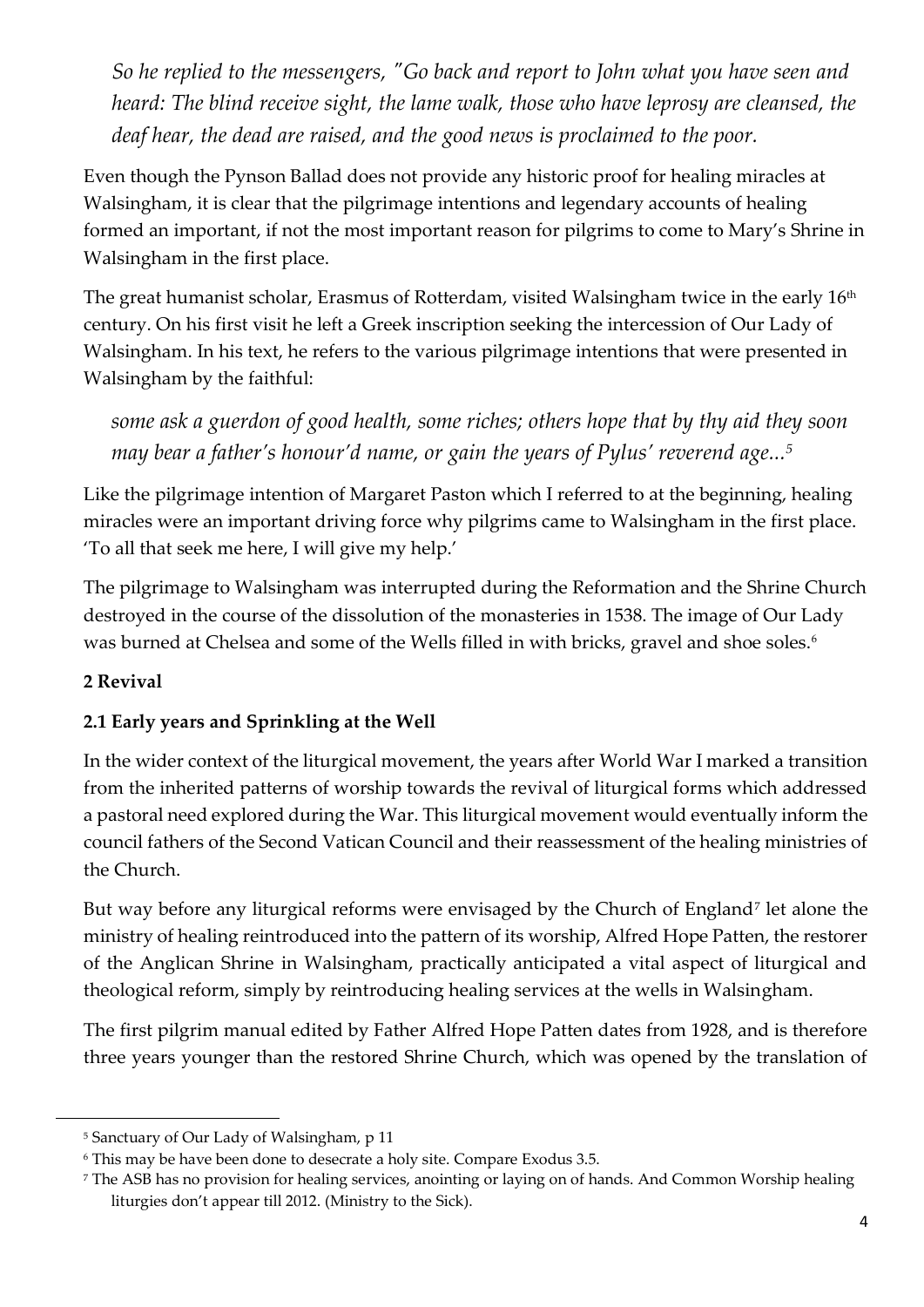*So he replied to the messengers, "Go back and report to John what you have seen and heard: The blind receive sight, the lame walk, those who have leprosy are cleansed, the deaf hear, the dead are raised, and the good news is proclaimed to the poor.*

Even though the Pynson Ballad does not provide any historic proof for healing miracles at Walsingham, it is clear that the pilgrimage intentions and legendary accounts of healing formed an important, if not the most important reason for pilgrims to come to Mary's Shrine in Walsingham in the first place.

The great humanist scholar, Erasmus of Rotterdam, visited Walsingham twice in the early 16th century. On his first visit he left a Greek inscription seeking the intercession of Our Lady of Walsingham. In his text, he refers to the various pilgrimage intentions that were presented in Walsingham by the faithful:

*some ask a guerdon of good health, some riches; others hope that by thy aid they soon may bear a father's honour'd name, or gain the years of Pylus' reverend age...*[5]

Like the pilgrimage intention of Margaret Paston which I referred to at the beginning, healing miracles were an important driving force why pilgrims came to Walsingham in the first place. 'To all that seek me here, I will give my help.'

The pilgrimage to Walsingham was interrupted during the Reformation and the Shrine Church destroyed in the course of the dissolution of the monasteries in 1538. The image of Our Lady was burned at Chelsea and some of the Wells filled in with bricks, gravel and shoe soles.[6]

## 2 Revival

### 2.1 Early years and Sprinkling at the Well

In the wider context of the liturgical movement, the years after World War I marked a transition from the inherited patterns of worship towards the revival of liturgical forms which addressed a pastoral need explored during the War. This liturgical movement would eventually inform the council fathers of the Second Vatican Council and their reassessment of the healing ministries of the Church.

But way before any liturgical reforms were envisaged by the Church of England[7] let alone the ministry of healing reintroduced into the pattern of its worship, Alfred Hope Patten, the restorer of the Anglican Shrine in Walsingham, practically anticipated a vital aspect of liturgical and theological reform, simply by reintroducing healing services at the wells in Walsingham.

The first pilgrim manual edited by Father Alfred Hope Patten dates from 1928, and is therefore three years younger than the restored Shrine Church, which was opened by the translation of

---

[5] Sanctuary of Our Lady of Walsingham, p 11

[6] This may be have been done to desecrate a holy site. Compare Exodus 3.5.

[7] The ASB has no provision for healing services, anointing or laying on of hands. And Common Worship healing liturgies don't appear till 2012. (Ministry to the Sick).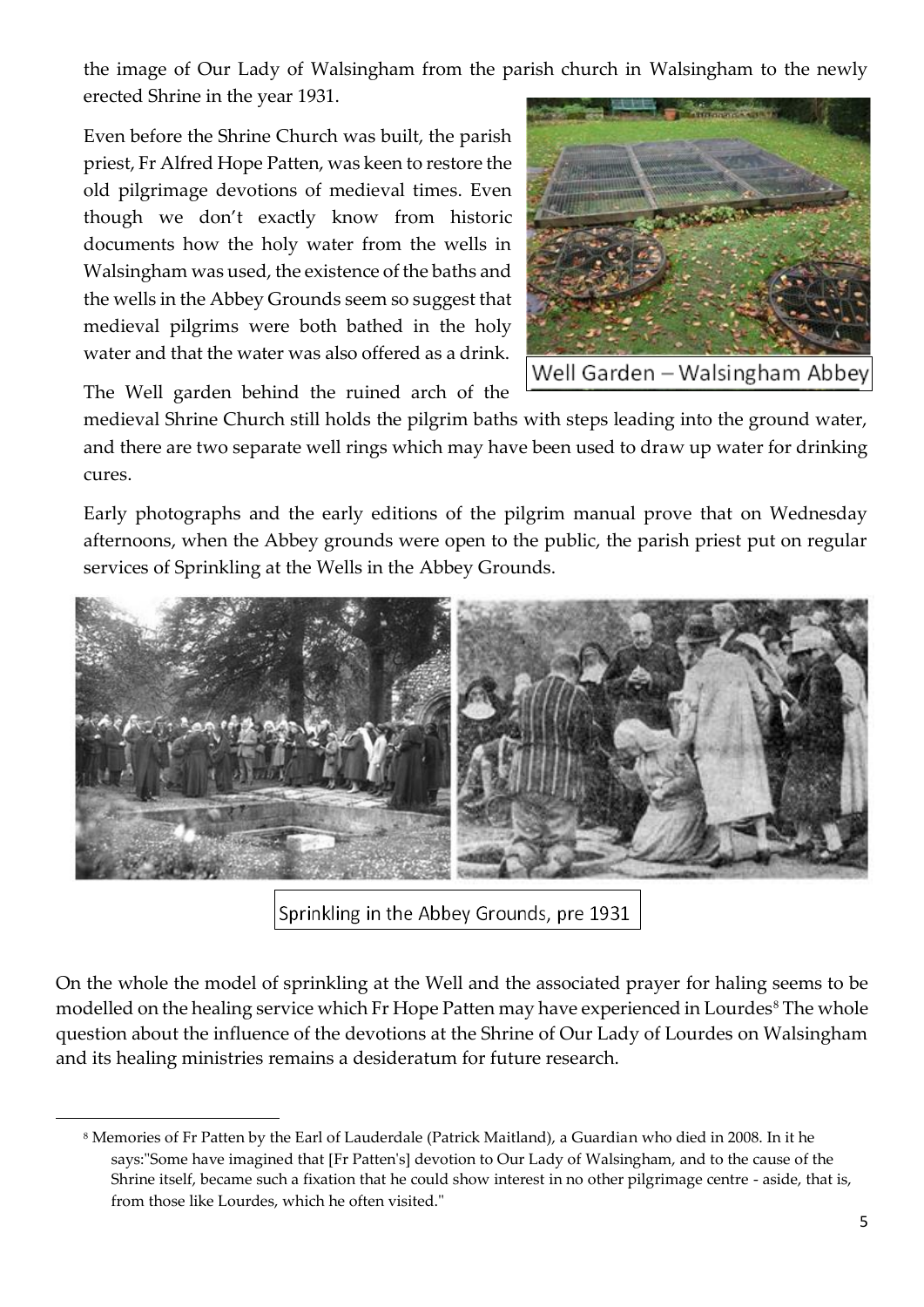the image of Our Lady of Walsingham from the parish church in Walsingham to the newly erected Shrine in the year 1931.

Even before the Shrine Church was built, the parish priest, Fr Alfred Hope Patten, was keen to restore the old pilgrimage devotions of medieval times. Even though we don't exactly know from historic documents how the holy water from the wells in Walsingham was used, the existence of the baths and the wells in the Abbey Grounds seem so suggest that medieval pilgrims were both bathed in the holy water and that the water was also offered as a drink. The Well garden behind the ruined arch of the medieval Shrine Church still holds the pilgrim baths with steps leading into the ground water, and there are two separate well rings which may have been used to draw up water for drinking cures.

Well Garden – Walsingham Abbey

Early photographs and the early editions of the pilgrim manual prove that on Wednesday afternoons, when the Abbey grounds were open to the public, the parish priest put on regular services of Sprinkling at the Wells in the Abbey Grounds.

Sprinkling in the Abbey Grounds, pre 1931

On the whole the model of sprinkling at the Well and the associated prayer for haling seems to be modelled on the healing service which Fr Hope Patten may have experienced in Lourdes[8] The whole question about the influence of the devotions at the Shrine of Our Lady of Lourdes on Walsingham and its healing ministries remains a desideratum for future research.

---

[8] Memories of Fr Patten by the Earl of Lauderdale (Patrick Maitland), a Guardian who died in 2008. In it he says:"Some have imagined that [Fr Patten's] devotion to Our Lady of Walsingham, and to the cause of the Shrine itself, became such a fixation that he could show interest in no other pilgrimage centre - aside, that is, from those like Lourdes, which he often visited."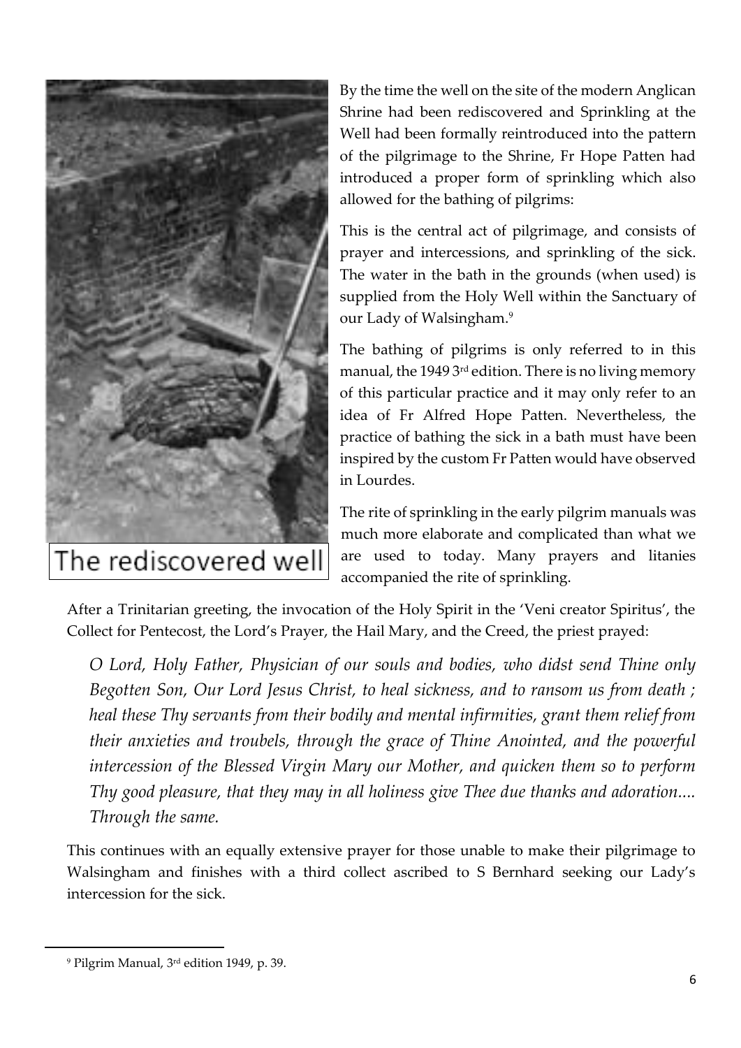The rediscovered well

By the time the well on the site of the modern Anglican Shrine had been rediscovered and Sprinkling at the Well had been formally reintroduced into the pattern of the pilgrimage to the Shrine, Fr Hope Patten had introduced a proper form of sprinkling which also allowed for the bathing of pilgrims:

This is the central act of pilgrimage, and consists of prayer and intercessions, and sprinkling of the sick. The water in the bath in the grounds (when used) is supplied from the Holy Well within the Sanctuary of our Lady of Walsingham.[9]

The bathing of pilgrims is only referred to in this manual, the 1949 3rd edition. There is no living memory of this particular practice and it may only refer to an idea of Fr Alfred Hope Patten. Nevertheless, the practice of bathing the sick in a bath must have been inspired by the custom Fr Patten would have observed in Lourdes.

The rite of sprinkling in the early pilgrim manuals was much more elaborate and complicated than what we are used to today. Many prayers and litanies accompanied the rite of sprinkling.

After a Trinitarian greeting, the invocation of the Holy Spirit in the 'Veni creator Spiritus', the Collect for Pentecost, the Lord's Prayer, the Hail Mary, and the Creed, the priest prayed:

> *O Lord, Holy Father, Physician of our souls and bodies, who didst send Thine only Begotten Son, Our Lord Jesus Christ, to heal sickness, and to ransom us from death ; heal these Thy servants from their bodily and mental infirmities, grant them relief from their anxieties and troubels, through the grace of Thine Anointed, and the powerful intercession of the Blessed Virgin Mary our Mother, and quicken them so to perform Thy good pleasure, that they may in all holiness give Thee due thanks and adoration.... Through the same.*

This continues with an equally extensive prayer for those unable to make their pilgrimage to Walsingham and finishes with a third collect ascribed to S Bernhard seeking our Lady's intercession for the sick.

---

[9] Pilgrim Manual, 3rd edition 1949, p. 39.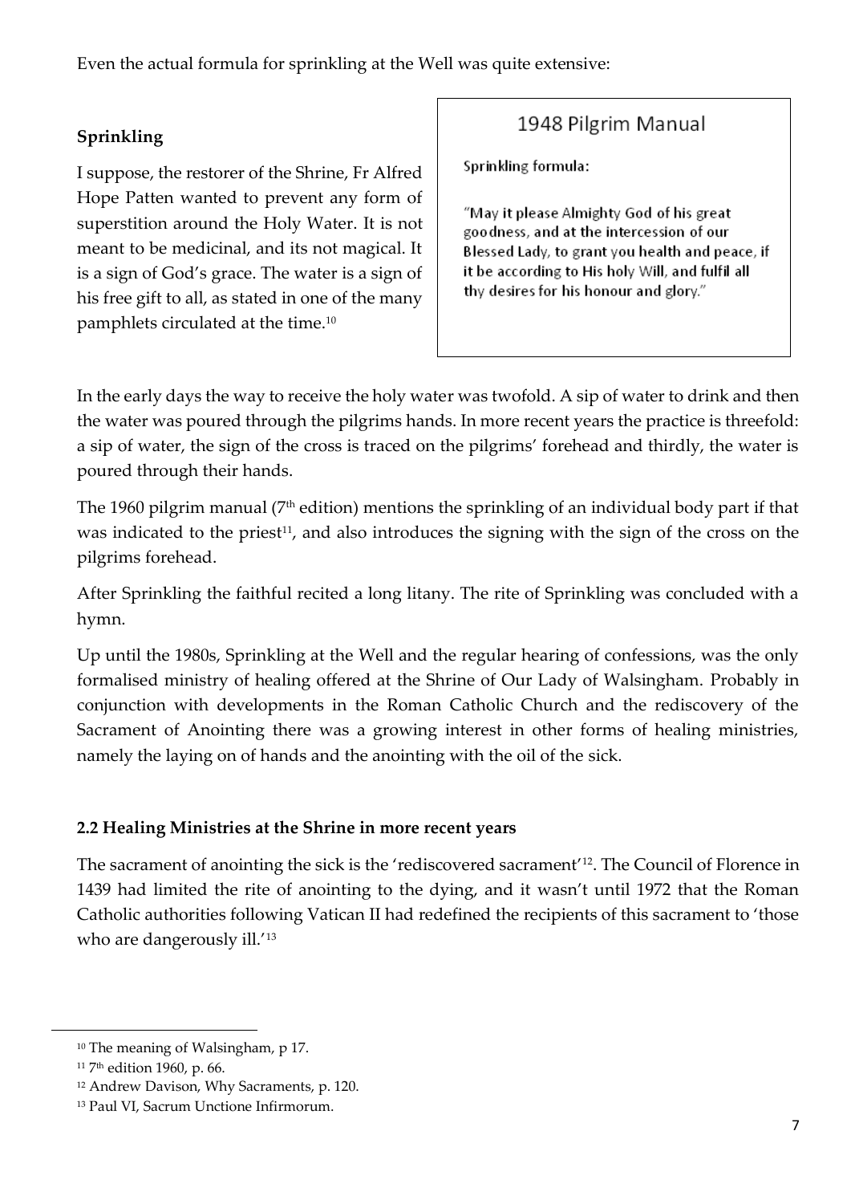Even the actual formula for sprinkling at the Well was quite extensive:

**Sprinkling**

I suppose, the restorer of the Shrine, Fr Alfred Hope Patten wanted to prevent any form of superstition around the Holy Water. It is not meant to be medicinal, and its not magical. It is a sign of God's grace. The water is a sign of his free gift to all, as stated in one of the many pamphlets circulated at the time.[10]

> 1948 Pilgrim Manual
>
> Sprinkling formula:
>
> "May it please Almighty God of his great goodness, and at the intercession of our Blessed Lady, to grant you health and peace, if it be according to His holy Will, and fulfil all thy desires for his honour and glory."

In the early days the way to receive the holy water was twofold. A sip of water to drink and then the water was poured through the pilgrims hands. In more recent years the practice is threefold: a sip of water, the sign of the cross is traced on the pilgrims' forehead and thirdly, the water is poured through their hands.

The 1960 pilgrim manual (7th edition) mentions the sprinkling of an individual body part if that was indicated to the priest[11], and also introduces the signing with the sign of the cross on the pilgrims forehead.

After Sprinkling the faithful recited a long litany. The rite of Sprinkling was concluded with a hymn.

Up until the 1980s, Sprinkling at the Well and the regular hearing of confessions, was the only formalised ministry of healing offered at the Shrine of Our Lady of Walsingham. Probably in conjunction with developments in the Roman Catholic Church and the rediscovery of the Sacrament of Anointing there was a growing interest in other forms of healing ministries, namely the laying on of hands and the anointing with the oil of the sick.

### 2.2 Healing Ministries at the Shrine in more recent years

The sacrament of anointing the sick is the 'rediscovered sacrament'[12]. The Council of Florence in 1439 had limited the rite of anointing to the dying, and it wasn't until 1972 that the Roman Catholic authorities following Vatican II had redefined the recipients of this sacrament to 'those who are dangerously ill.'[13]

---

[10] The meaning of Walsingham, p 17.

[11] 7th edition 1960, p. 66.

[12] Andrew Davison, Why Sacraments, p. 120.

[13] Paul VI, Sacrum Unctione Infirmorum.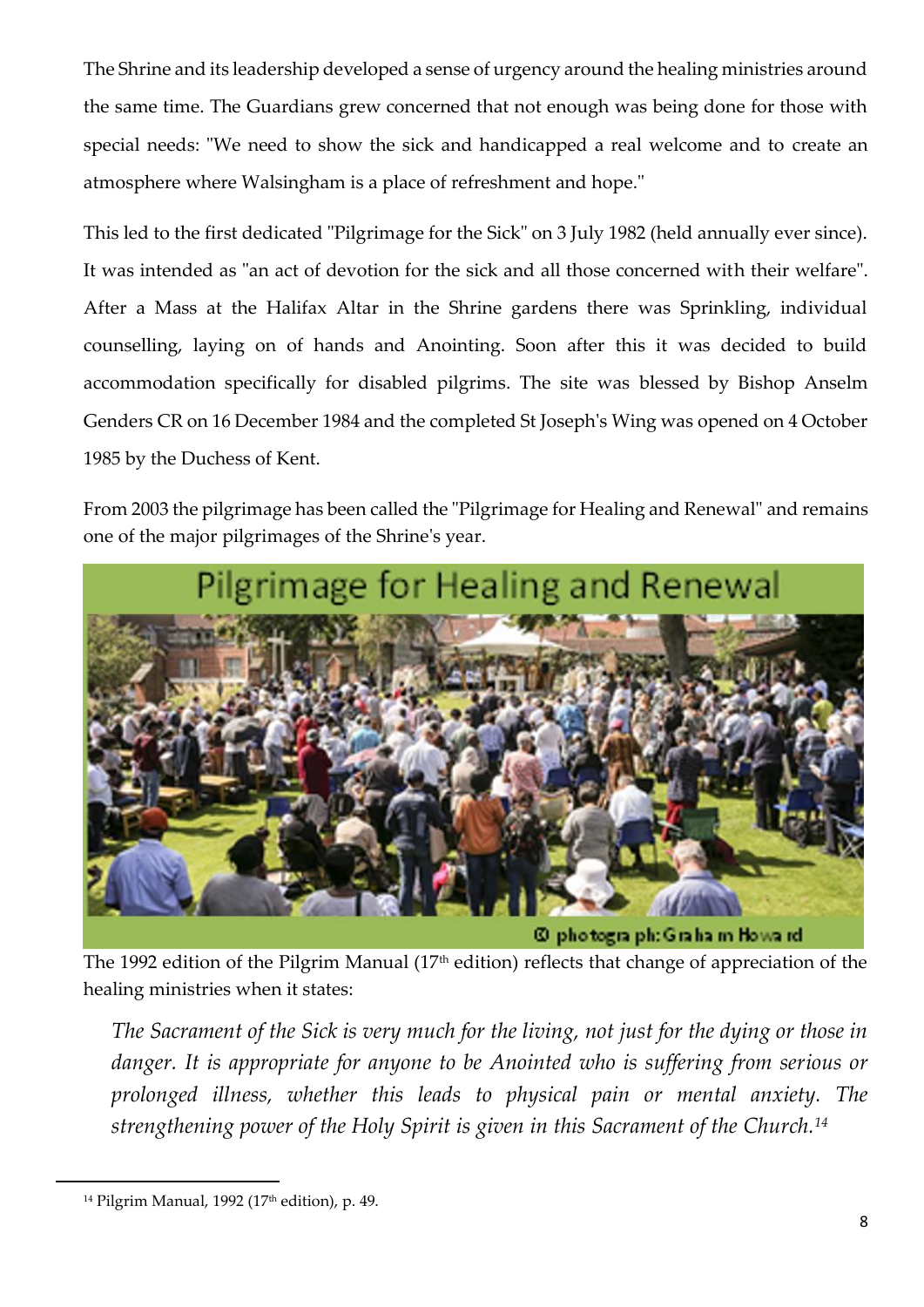The Shrine and its leadership developed a sense of urgency around the healing ministries around the same time. The Guardians grew concerned that not enough was being done for those with special needs: "We need to show the sick and handicapped a real welcome and to create an atmosphere where Walsingham is a place of refreshment and hope."

This led to the first dedicated "Pilgrimage for the Sick" on 3 July 1982 (held annually ever since). It was intended as "an act of devotion for the sick and all those concerned with their welfare". After a Mass at the Halifax Altar in the Shrine gardens there was Sprinkling, individual counselling, laying on of hands and Anointing. Soon after this it was decided to build accommodation specifically for disabled pilgrims. The site was blessed by Bishop Anselm Genders CR on 16 December 1984 and the completed St Joseph's Wing was opened on 4 October 1985 by the Duchess of Kent.

From 2003 the pilgrimage has been called the "Pilgrimage for Healing and Renewal" and remains one of the major pilgrimages of the Shrine's year.

Pilgrimage for Healing and Renewal

© photograph: Graham Howard

The 1992 edition of the Pilgrim Manual (17th edition) reflects that change of appreciation of the healing ministries when it states:

> *The Sacrament of the Sick is very much for the living, not just for the dying or those in danger. It is appropriate for anyone to be Anointed who is suffering from serious or prolonged illness, whether this leads to physical pain or mental anxiety. The strengthening power of the Holy Spirit is given in this Sacrament of the Church.*[14]

---

[14] Pilgrim Manual, 1992 (17th edition), p. 49.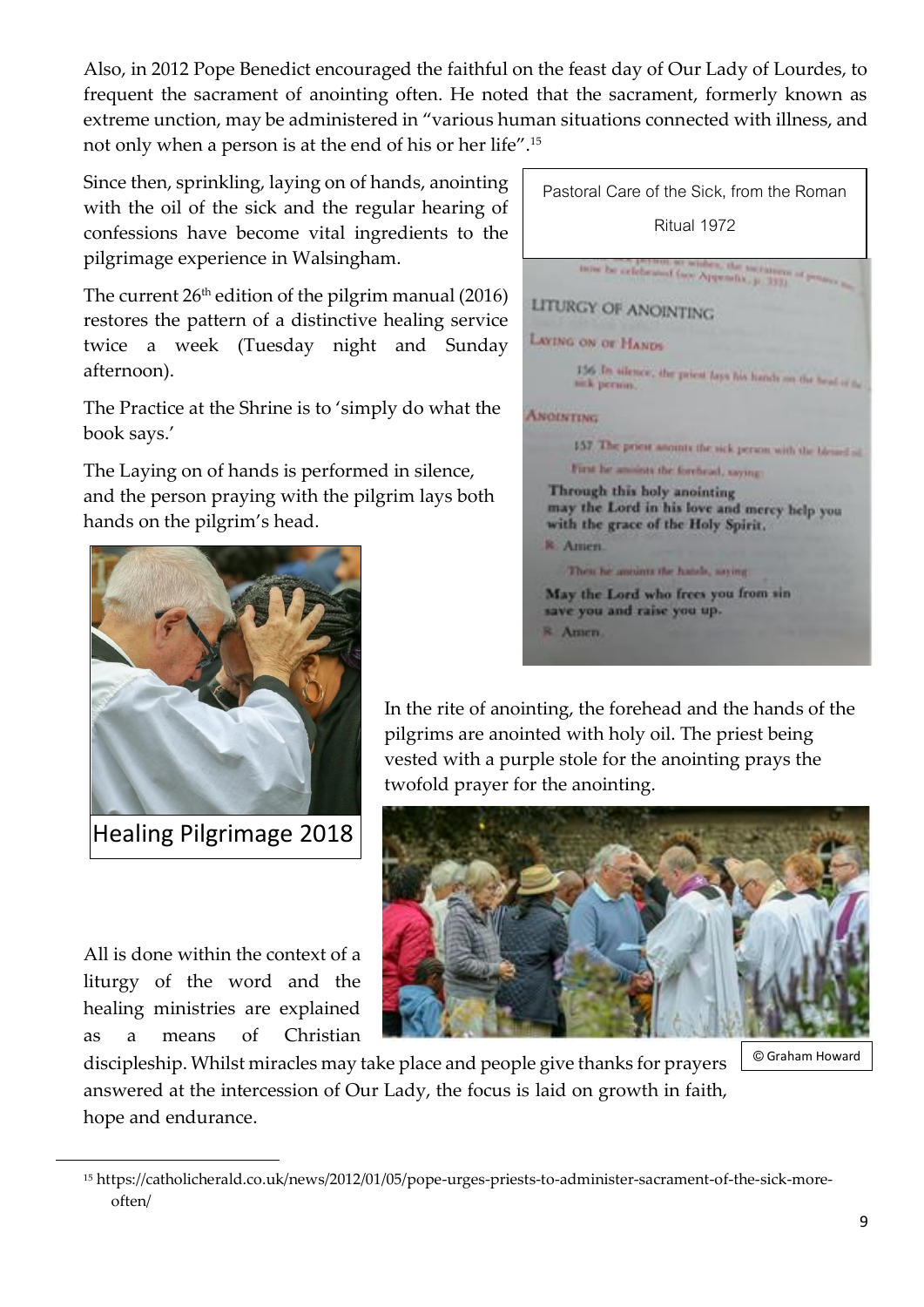Also, in 2012 Pope Benedict encouraged the faithful on the feast day of Our Lady of Lourdes, to frequent the sacrament of anointing often. He noted that the sacrament, formerly known as extreme unction, may be administered in "various human situations connected with illness, and not only when a person is at the end of his or her life".[15]

Since then, sprinkling, laying on of hands, anointing with the oil of the sick and the regular hearing of confessions have become vital ingredients to the pilgrimage experience in Walsingham.

The current 26th edition of the pilgrim manual (2016) restores the pattern of a distinctive healing service twice a week (Tuesday night and Sunday afternoon).

The Practice at the Shrine is to 'simply do what the book says.'

The Laying on of hands is performed in silence, and the person praying with the pilgrim lays both hands on the pilgrim's head.

Pastoral Care of the Sick, from the Roman Ritual 1972

Healing Pilgrimage 2018

In the rite of anointing, the forehead and the hands of the pilgrims are anointed with holy oil. The priest being vested with a purple stole for the anointing prays the twofold prayer for the anointing.

© Graham Howard

All is done within the context of a liturgy of the word and the healing ministries are explained as a means of Christian discipleship. Whilst miracles may take place and people give thanks for prayers answered at the intercession of Our Lady, the focus is laid on growth in faith, hope and endurance.

[15] https://catholicherald.co.uk/news/2012/01/05/pope-urges-priests-to-administer-sacrament-of-the-sick-more-often/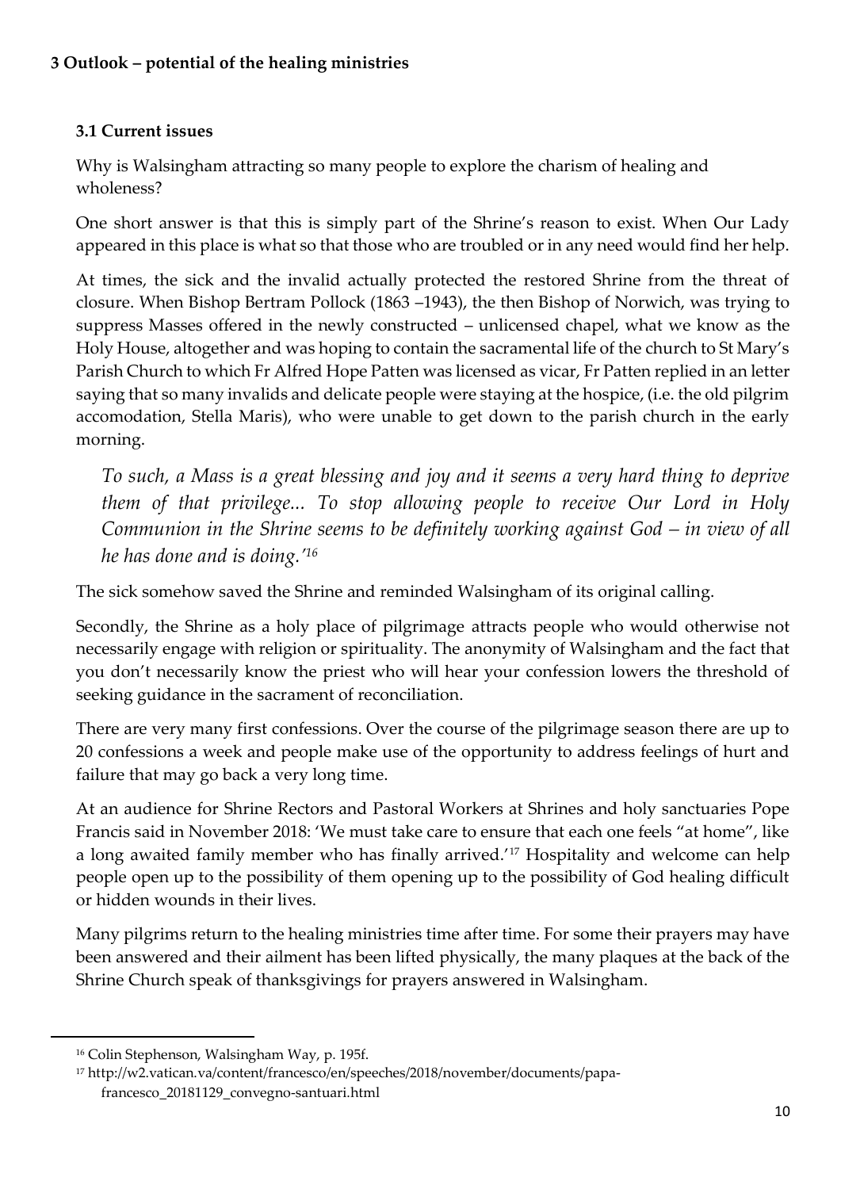## 3 Outlook – potential of the healing ministries

### 3.1 Current issues

Why is Walsingham attracting so many people to explore the charism of healing and wholeness?

One short answer is that this is simply part of the Shrine's reason to exist. When Our Lady appeared in this place is what so that those who are troubled or in any need would find her help.

At times, the sick and the invalid actually protected the restored Shrine from the threat of closure. When Bishop Bertram Pollock (1863 –1943), the then Bishop of Norwich, was trying to suppress Masses offered in the newly constructed – unlicensed chapel, what we know as the Holy House, altogether and was hoping to contain the sacramental life of the church to St Mary's Parish Church to which Fr Alfred Hope Patten was licensed as vicar, Fr Patten replied in an letter saying that so many invalids and delicate people were staying at the hospice, (i.e. the old pilgrim accomodation, Stella Maris), who were unable to get down to the parish church in the early morning.

> *To such, a Mass is a great blessing and joy and it seems a very hard thing to deprive them of that privilege... To stop allowing people to receive Our Lord in Holy Communion in the Shrine seems to be definitely working against God – in view of all he has done and is doing.'*[16]

The sick somehow saved the Shrine and reminded Walsingham of its original calling.

Secondly, the Shrine as a holy place of pilgrimage attracts people who would otherwise not necessarily engage with religion or spirituality. The anonymity of Walsingham and the fact that you don't necessarily know the priest who will hear your confession lowers the threshold of seeking guidance in the sacrament of reconciliation.

There are very many first confessions. Over the course of the pilgrimage season there are up to 20 confessions a week and people make use of the opportunity to address feelings of hurt and failure that may go back a very long time.

At an audience for Shrine Rectors and Pastoral Workers at Shrines and holy sanctuaries Pope Francis said in November 2018: 'We must take care to ensure that each one feels "at home", like a long awaited family member who has finally arrived.'[17] Hospitality and welcome can help people open up to the possibility of them opening up to the possibility of God healing difficult or hidden wounds in their lives.

Many pilgrims return to the healing ministries time after time. For some their prayers may have been answered and their ailment has been lifted physically, the many plaques at the back of the Shrine Church speak of thanksgivings for prayers answered in Walsingham.

---

[16] Colin Stephenson, Walsingham Way, p. 195f.

[17] http://w2.vatican.va/content/francesco/en/speeches/2018/november/documents/papa-francesco_20181129_convegno-santuari.html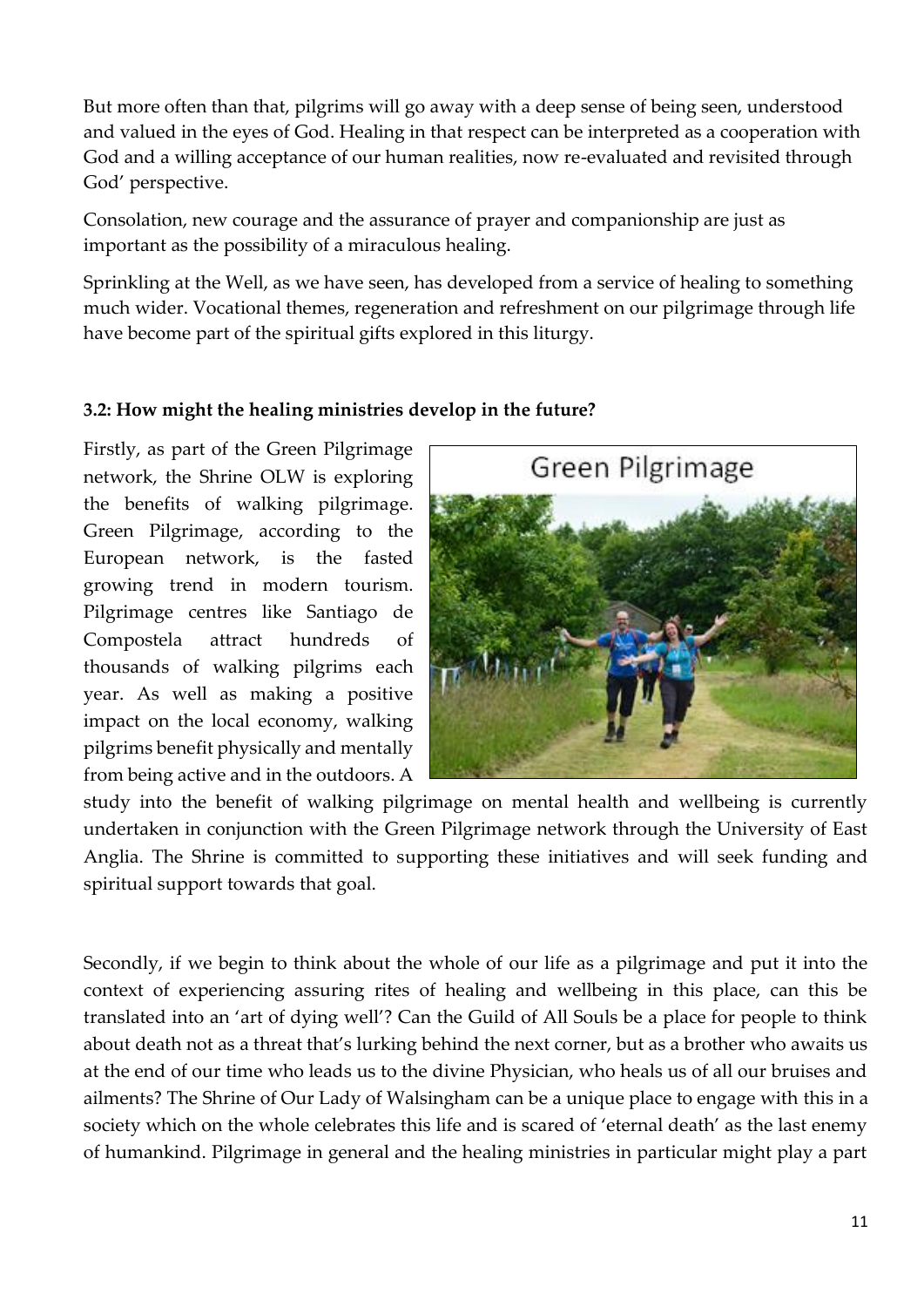But more often than that, pilgrims will go away with a deep sense of being seen, understood and valued in the eyes of God. Healing in that respect can be interpreted as a cooperation with God and a willing acceptance of our human realities, now re-evaluated and revisited through God' perspective.

Consolation, new courage and the assurance of prayer and companionship are just as important as the possibility of a miraculous healing.

Sprinkling at the Well, as we have seen, has developed from a service of healing to something much wider. Vocational themes, regeneration and refreshment on our pilgrimage through life have become part of the spiritual gifts explored in this liturgy.

**3.2: How might the healing ministries develop in the future?**

Firstly, as part of the Green Pilgrimage network, the Shrine OLW is exploring the benefits of walking pilgrimage. Green Pilgrimage, according to the European network, is the fasted growing trend in modern tourism. Pilgrimage centres like Santiago de Compostela attract hundreds of thousands of walking pilgrims each year. As well as making a positive impact on the local economy, walking pilgrims benefit physically and mentally from being active and in the outdoors. A study into the benefit of walking pilgrimage on mental health and wellbeing is currently undertaken in conjunction with the Green Pilgrimage network through the University of East Anglia. The Shrine is committed to supporting these initiatives and will seek funding and spiritual support towards that goal.

Green Pilgrimage

Secondly, if we begin to think about the whole of our life as a pilgrimage and put it into the context of experiencing assuring rites of healing and wellbeing in this place, can this be translated into an 'art of dying well'? Can the Guild of All Souls be a place for people to think about death not as a threat that's lurking behind the next corner, but as a brother who awaits us at the end of our time who leads us to the divine Physician, who heals us of all our bruises and ailments? The Shrine of Our Lady of Walsingham can be a unique place to engage with this in a society which on the whole celebrates this life and is scared of 'eternal death' as the last enemy of humankind. Pilgrimage in general and the healing ministries in particular might play a part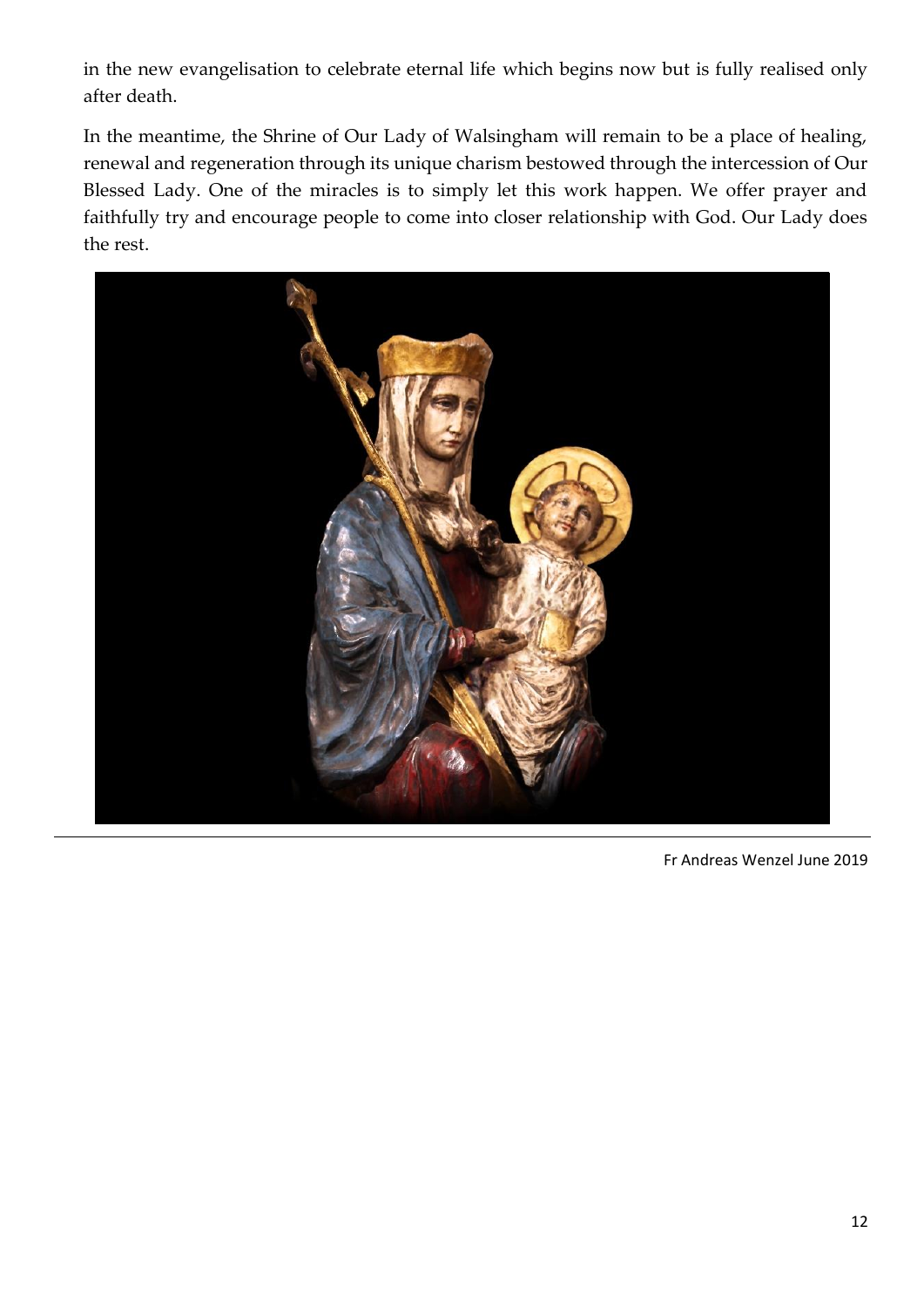in the new evangelisation to celebrate eternal life which begins now but is fully realised only after death.

In the meantime, the Shrine of Our Lady of Walsingham will remain to be a place of healing, renewal and regeneration through its unique charism bestowed through the intercession of Our Blessed Lady. One of the miracles is to simply let this work happen. We offer prayer and faithfully try and encourage people to come into closer relationship with God. Our Lady does the rest.

---

Fr Andreas Wenzel June 2019